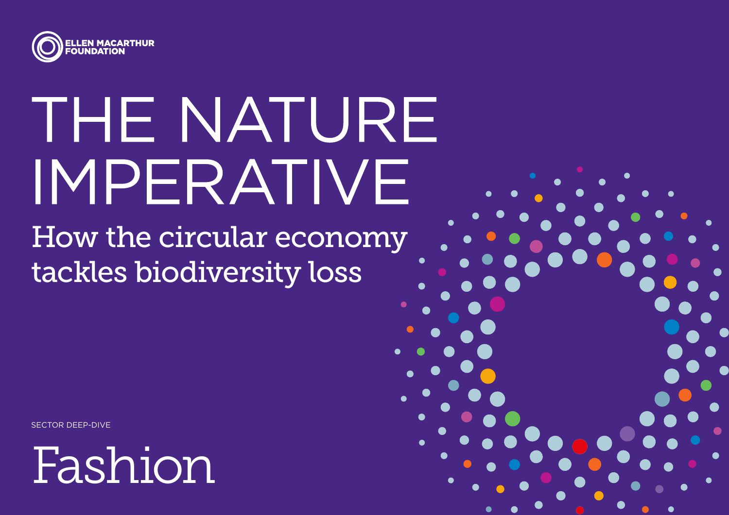ELLEN MACARTHUR FOUNDATION

# THE NATURE IMPERATIVE

## How the circular economy tackles biodiversity loss

SECTOR DEEP-DIVE

# Fashion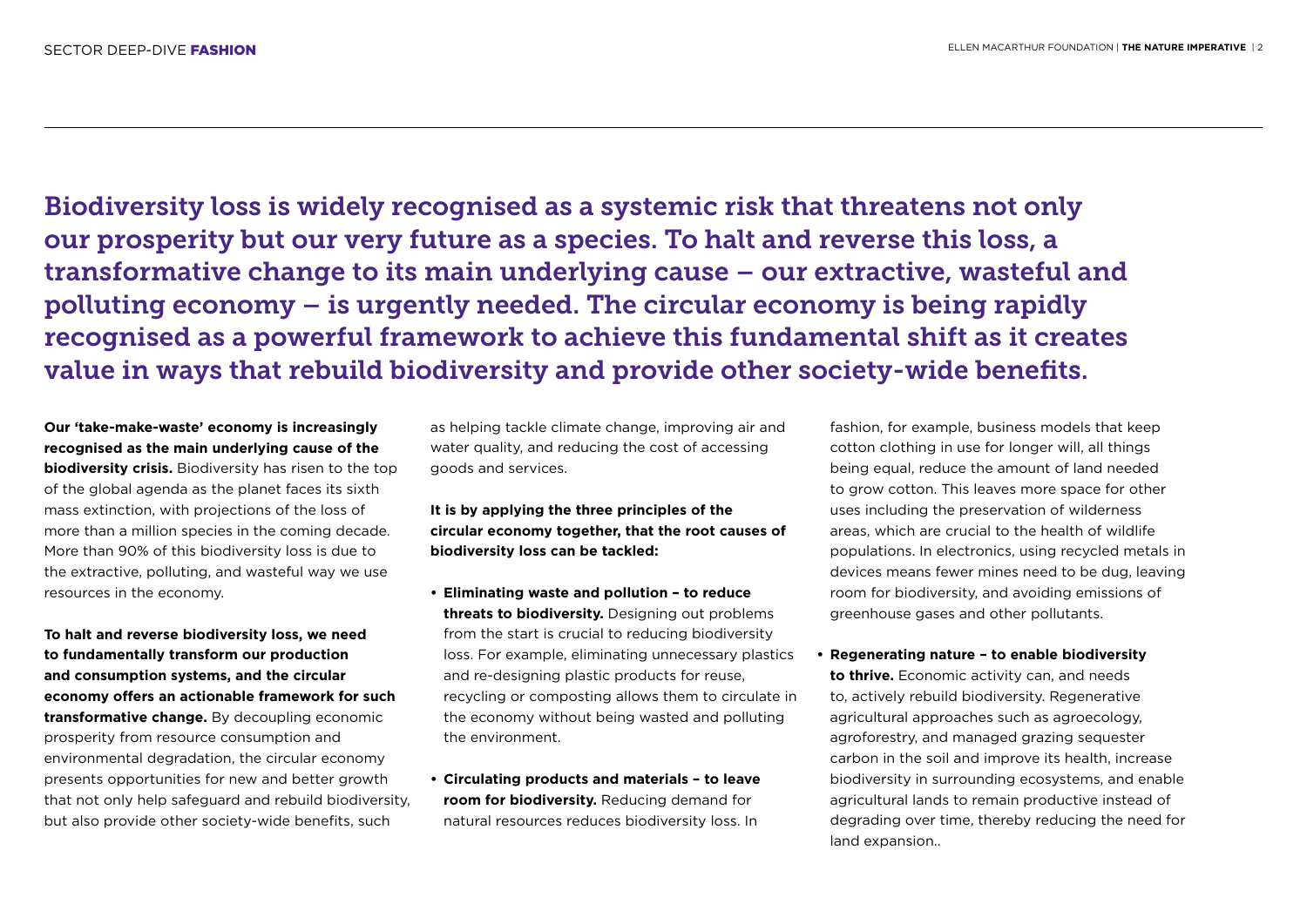## Biodiversity loss is widely recognised as a systemic risk that threatens not only our prosperity but our very future as a species. To halt and reverse this loss, a transformative change to its main underlying cause – our extractive, wasteful and polluting economy – is urgently needed. The circular economy is being rapidly recognised as a powerful framework to achieve this fundamental shift as it creates value in ways that rebuild biodiversity and provide other society-wide benefits.

**Our 'take-make-waste' economy is increasingly recognised as the main underlying cause of the biodiversity crisis.** Biodiversity has risen to the top of the global agenda as the planet faces its sixth mass extinction, with projections of the loss of more than a million species in the coming decade. More than 90% of this biodiversity loss is due to the extractive, polluting, and wasteful way we use resources in the economy.

**To halt and reverse biodiversity loss, we need to fundamentally transform our production and consumption systems, and the circular economy offers an actionable framework for such transformative change.** By decoupling economic prosperity from resource consumption and environmental degradation, the circular economy presents opportunities for new and better growth that not only help safeguard and rebuild biodiversity, but also provide other society-wide benefits, such as helping tackle climate change, improving air and water quality, and reducing the cost of accessing goods and services.

**It is by applying the three principles of the circular economy together, that the root causes of biodiversity loss can be tackled:**

- **Eliminating waste and pollution – to reduce threats to biodiversity.** Designing out problems from the start is crucial to reducing biodiversity loss. For example, eliminating unnecessary plastics and re-designing plastic products for reuse, recycling or composting allows them to circulate in the economy without being wasted and polluting the environment.
- **Circulating products and materials – to leave room for biodiversity.** Reducing demand for natural resources reduces biodiversity loss. In fashion, for example, business models that keep cotton clothing in use for longer will, all things being equal, reduce the amount of land needed to grow cotton. This leaves more space for other uses including the preservation of wilderness areas, which are crucial to the health of wildlife populations. In electronics, using recycled metals in devices means fewer mines need to be dug, leaving room for biodiversity, and avoiding emissions of greenhouse gases and other pollutants.
- **Regenerating nature – to enable biodiversity to thrive.** Economic activity can, and needs to, actively rebuild biodiversity. Regenerative agricultural approaches such as agroecology, agroforestry, and managed grazing sequester carbon in the soil and improve its health, increase biodiversity in surrounding ecosystems, and enable agricultural lands to remain productive instead of degrading over time, thereby reducing the need for land expansion..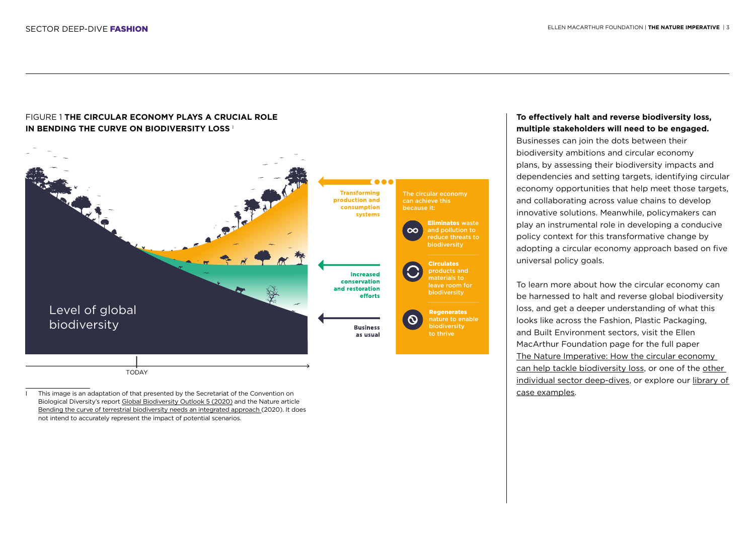**FIGURE 1 THE CIRCULAR ECONOMY PLAYS A CRUCIAL ROLE IN BENDING THE CURVE ON BIODIVERSITY LOSS** [I]

Level of global biodiversity

TODAY

**Transforming production and consumption systems**

**Increased conservation and restoration efforts**

**Business as usual**

The circular economy can achieve this because it:

**Eliminates** waste and pollution to reduce threats to biodiversity

**Circulates** products and materials to leave room for biodiversity

**Regenerates** nature to enable biodiversity to thrive

I This image is an adaptation of that presented by the Secretariat of the Convention on Biological Diversity's report Global Biodiversity Outlook 5 (2020) and the Nature article Bending the curve of terrestrial biodiversity needs an integrated approach (2020). It does not intend to accurately represent the impact of potential scenarios.

**To effectively halt and reverse biodiversity loss, multiple stakeholders will need to be engaged.** Businesses can join the dots between their biodiversity ambitions and circular economy plans, by assessing their biodiversity impacts and dependencies and setting targets, identifying circular economy opportunities that help meet those targets, and collaborating across value chains to develop innovative solutions. Meanwhile, policymakers can play an instrumental role in developing a conducive policy context for this transformative change by adopting a circular economy approach based on five universal policy goals.

To learn more about how the circular economy can be harnessed to halt and reverse global biodiversity loss, and get a deeper understanding of what this looks like across the Fashion, Plastic Packaging, and Built Environment sectors, visit the Ellen MacArthur Foundation page for the full paper The Nature Imperative: How the circular economy can help tackle biodiversity loss, or one of the other individual sector deep-dives, or explore our library of case examples.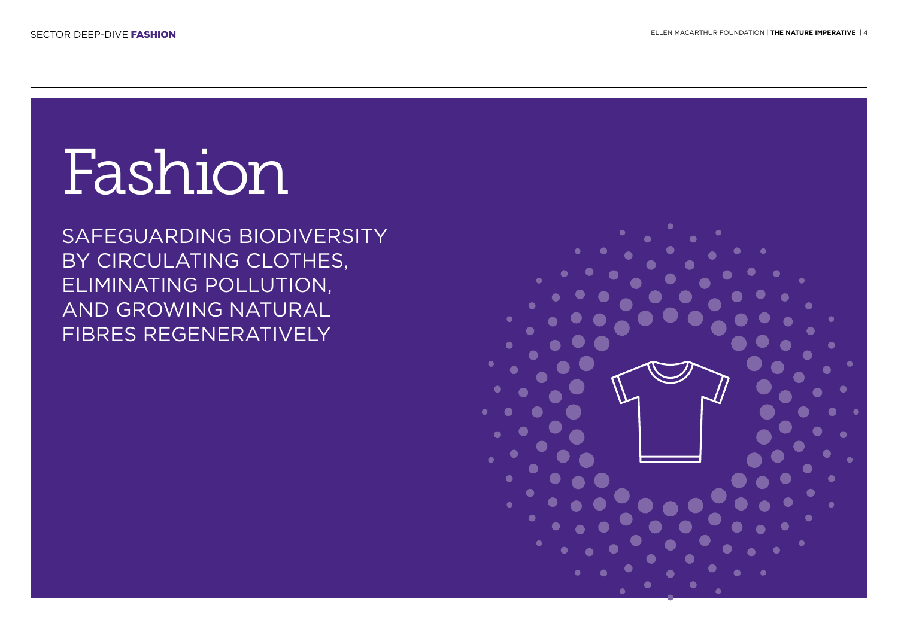# Fashion

SAFEGUARDING BIODIVERSITY BY CIRCULATING CLOTHES, ELIMINATING POLLUTION, AND GROWING NATURAL FIBRES REGENERATIVELY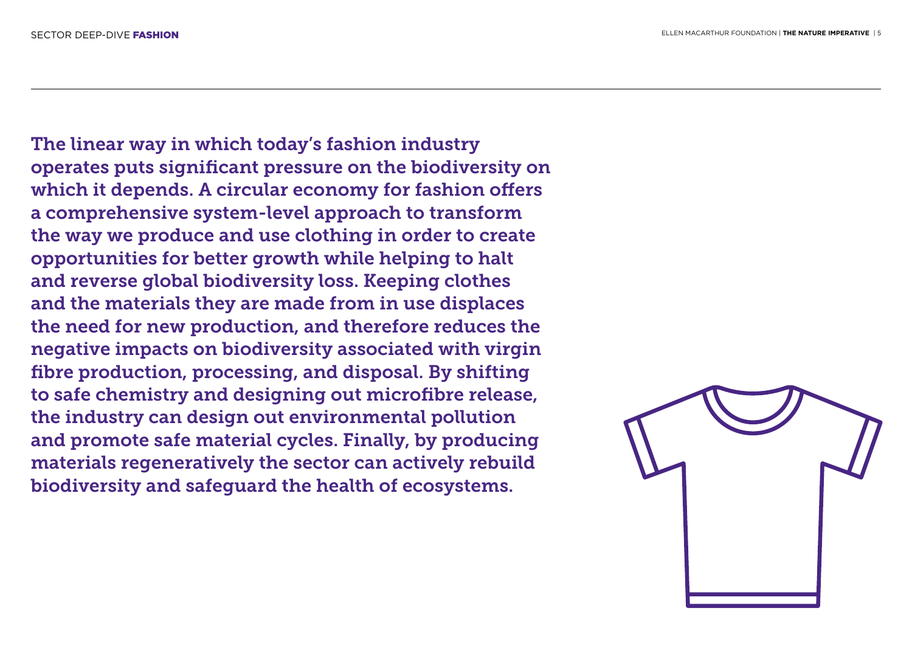**The linear way in which today's fashion industry operates puts significant pressure on the biodiversity on which it depends. A circular economy for fashion offers a comprehensive system-level approach to transform the way we produce and use clothing in order to create opportunities for better growth while helping to halt and reverse global biodiversity loss. Keeping clothes and the materials they are made from in use displaces the need for new production, and therefore reduces the negative impacts on biodiversity associated with virgin fibre production, processing, and disposal. By shifting to safe chemistry and designing out microfibre release, the industry can design out environmental pollution and promote safe material cycles. Finally, by producing materials regeneratively the sector can actively rebuild biodiversity and safeguard the health of ecosystems.**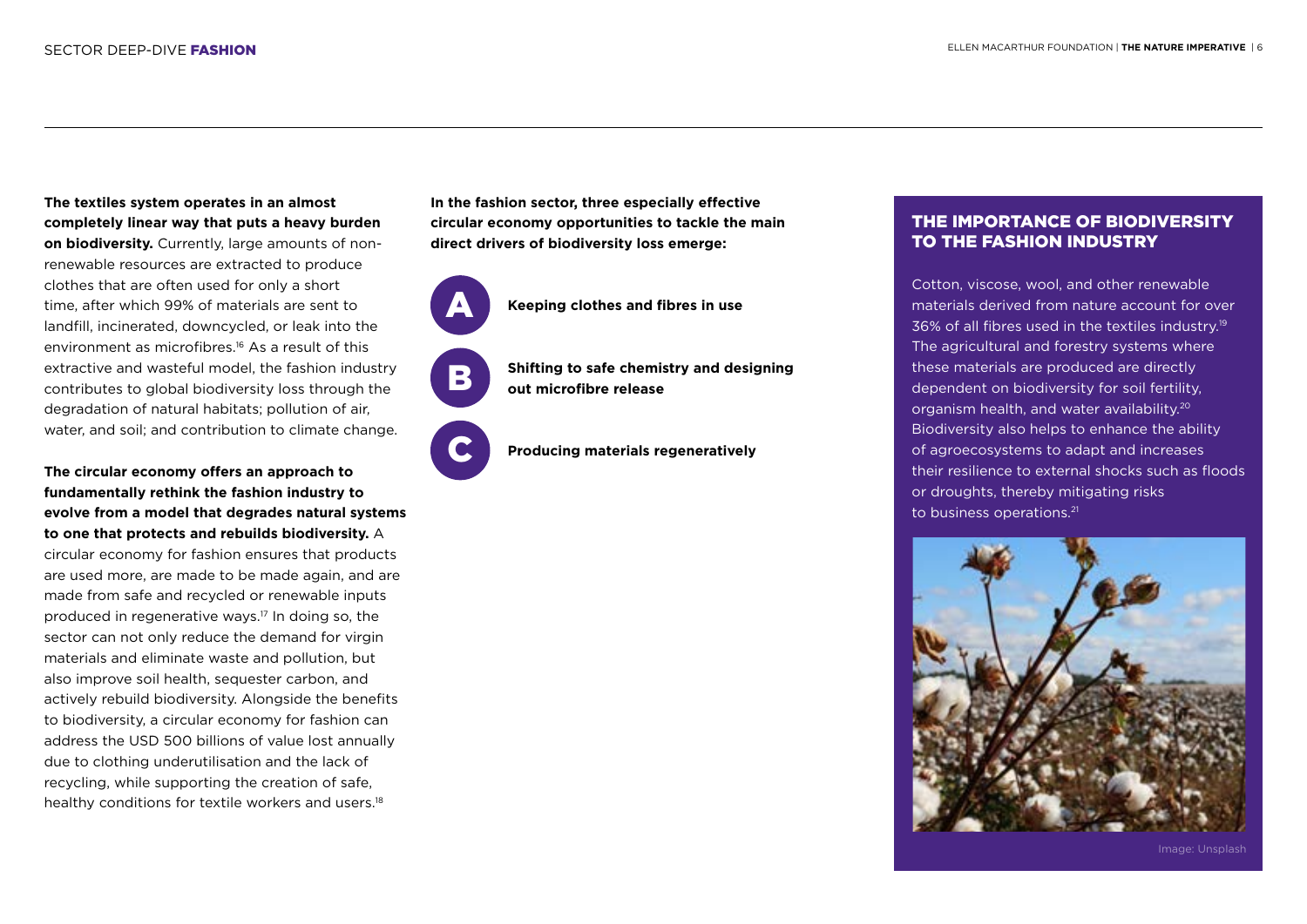**The textiles system operates in an almost completely linear way that puts a heavy burden on biodiversity.** Currently, large amounts of non-renewable resources are extracted to produce clothes that are often used for only a short time, after which 99% of materials are sent to landfill, incinerated, downcycled, or leak into the environment as microfibres.[16] As a result of this extractive and wasteful model, the fashion industry contributes to global biodiversity loss through the degradation of natural habitats; pollution of air, water, and soil; and contribution to climate change.

**The circular economy offers an approach to fundamentally rethink the fashion industry to evolve from a model that degrades natural systems to one that protects and rebuilds biodiversity.** A circular economy for fashion ensures that products are used more, are made to be made again, and are made from safe and recycled or renewable inputs produced in regenerative ways.[17] In doing so, the sector can not only reduce the demand for virgin materials and eliminate waste and pollution, but also improve soil health, sequester carbon, and actively rebuild biodiversity. Alongside the benefits to biodiversity, a circular economy for fashion can address the USD 500 billions of value lost annually due to clothing underutilisation and the lack of recycling, while supporting the creation of safe, healthy conditions for textile workers and users.[18]

**In the fashion sector, three especially effective circular economy opportunities to tackle the main direct drivers of biodiversity loss emerge:**

- **A** **Keeping clothes and fibres in use**
- **B** **Shifting to safe chemistry and designing out microfibre release**
- **C** **Producing materials regeneratively**

## THE IMPORTANCE OF BIODIVERSITY TO THE FASHION INDUSTRY

Cotton, viscose, wool, and other renewable materials derived from nature account for over 36% of all fibres used in the textiles industry.[19] The agricultural and forestry systems where these materials are produced are directly dependent on biodiversity for soil fertility, organism health, and water availability.[20] Biodiversity also helps to enhance the ability of agroecosystems to adapt and increases their resilience to external shocks such as floods or droughts, thereby mitigating risks to business operations.[21]

Image: Unsplash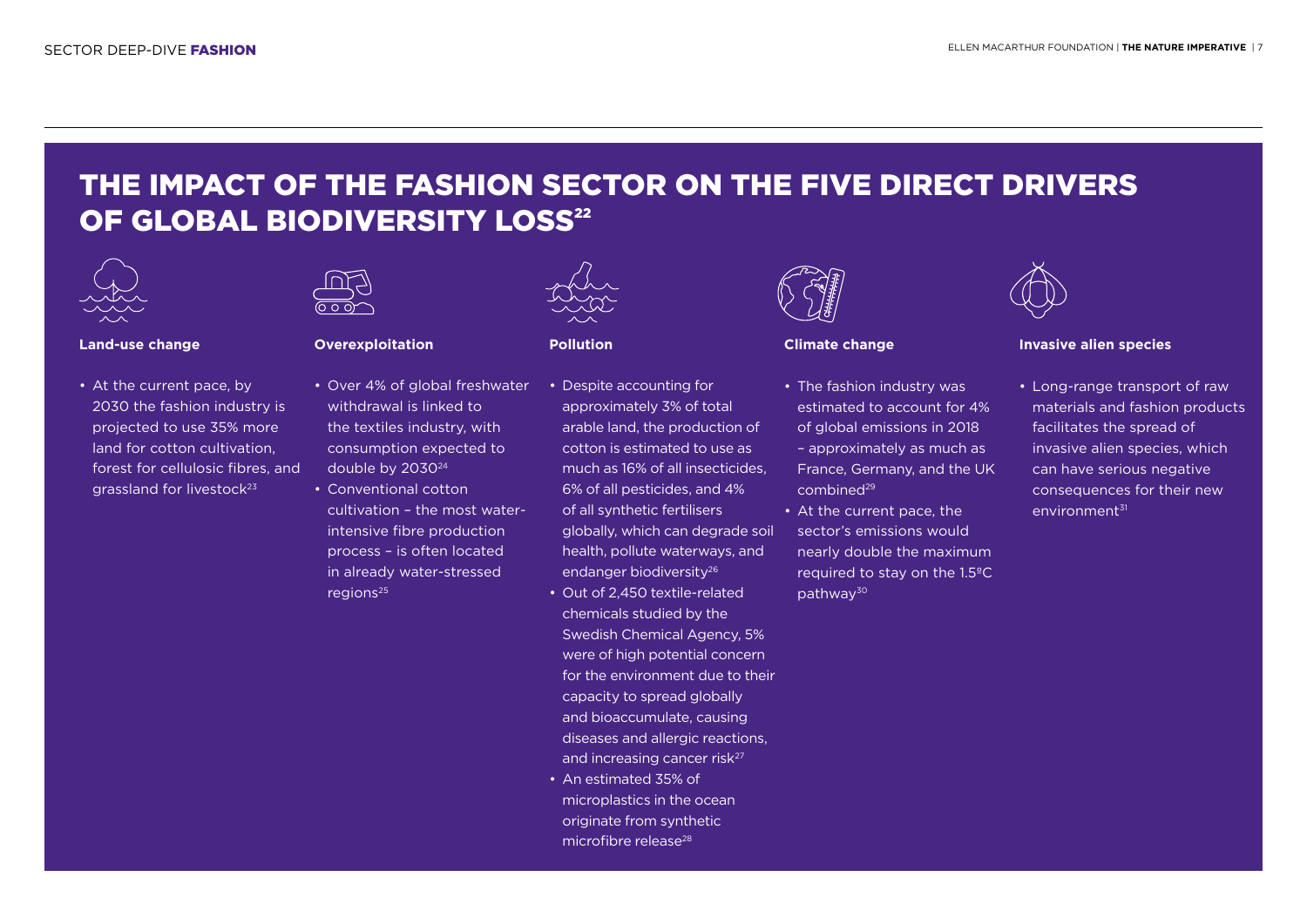# THE IMPACT OF THE FASHION SECTOR ON THE FIVE DIRECT DRIVERS OF GLOBAL BIODIVERSITY LOSS[22]

**Land-use change**

- At the current pace, by 2030 the fashion industry is projected to use 35% more land for cotton cultivation, forest for cellulosic fibres, and grassland for livestock[23]

**Overexploitation**

- Over 4% of global freshwater withdrawal is linked to the textiles industry, with consumption expected to double by 2030[24]
- Conventional cotton cultivation – the most water-intensive fibre production process – is often located in already water-stressed regions[25]

**Pollution**

- Despite accounting for approximately 3% of total arable land, the production of cotton is estimated to use as much as 16% of all insecticides, 6% of all pesticides, and 4% of all synthetic fertilisers globally, which can degrade soil health, pollute waterways, and endanger biodiversity[26]
- Out of 2,450 textile-related chemicals studied by the Swedish Chemical Agency, 5% were of high potential concern for the environment due to their capacity to spread globally and bioaccumulate, causing diseases and allergic reactions, and increasing cancer risk[27]
- An estimated 35% of microplastics in the ocean originate from synthetic microfibre release[28]

**Climate change**

- The fashion industry was estimated to account for 4% of global emissions in 2018 – approximately as much as France, Germany, and the UK combined[29]
- At the current pace, the sector's emissions would nearly double the maximum required to stay on the 1.5°C pathway[30]

**Invasive alien species**

- Long-range transport of raw materials and fashion products facilitates the spread of invasive alien species, which can have serious negative consequences for their new environment[31]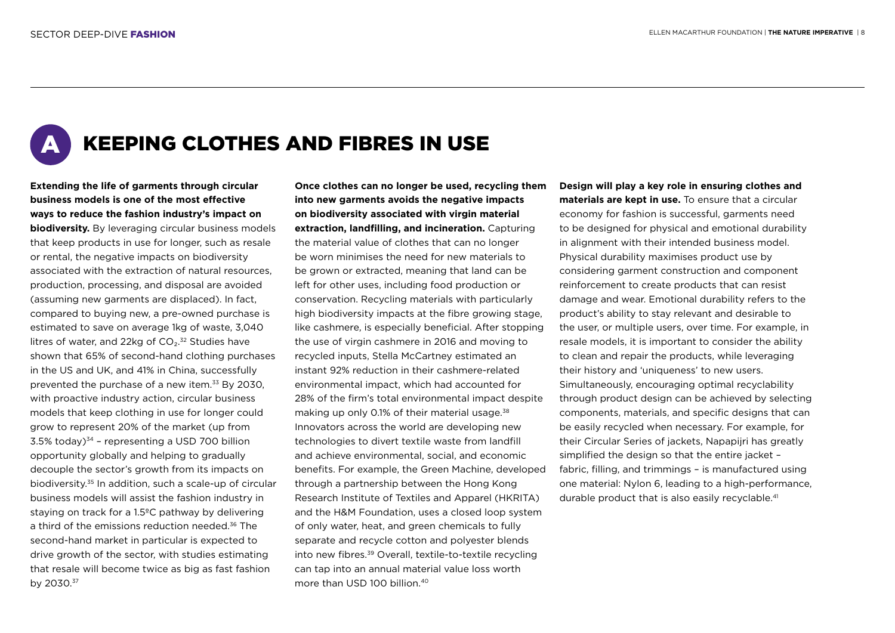# A KEEPING CLOTHES AND FIBRES IN USE

**Extending the life of garments through circular business models is one of the most effective ways to reduce the fashion industry's impact on biodiversity.** By leveraging circular business models that keep products in use for longer, such as resale or rental, the negative impacts on biodiversity associated with the extraction of natural resources, production, processing, and disposal are avoided (assuming new garments are displaced). In fact, compared to buying new, a pre-owned purchase is estimated to save on average 1kg of waste, 3,040 litres of water, and 22kg of $CO_2$.[32] Studies have shown that 65% of second-hand clothing purchases in the US and UK, and 41% in China, successfully prevented the purchase of a new item.[33] By 2030, with proactive industry action, circular business models that keep clothing in use for longer could grow to represent 20% of the market (up from 3.5% today)[34] – representing a USD 700 billion opportunity globally and helping to gradually decouple the sector's growth from its impacts on biodiversity.[35] In addition, such a scale-up of circular business models will assist the fashion industry in staying on track for a 1.5°C pathway by delivering a third of the emissions reduction needed.[36] The second-hand market in particular is expected to drive growth of the sector, with studies estimating that resale will become twice as big as fast fashion by 2030.[37]

**Once clothes can no longer be used, recycling them into new garments avoids the negative impacts on biodiversity associated with virgin material extraction, landfilling, and incineration.** Capturing the material value of clothes that can no longer be worn minimises the need for new materials to be grown or extracted, meaning that land can be left for other uses, including food production or conservation. Recycling materials with particularly high biodiversity impacts at the fibre growing stage, like cashmere, is especially beneficial. After stopping the use of virgin cashmere in 2016 and moving to recycled inputs, Stella McCartney estimated an instant 92% reduction in their cashmere-related environmental impact, which had accounted for 28% of the firm's total environmental impact despite making up only 0.1% of their material usage.[38] Innovators across the world are developing new technologies to divert textile waste from landfill and achieve environmental, social, and economic benefits. For example, the Green Machine, developed through a partnership between the Hong Kong Research Institute of Textiles and Apparel (HKRITA) and the H&M Foundation, uses a closed loop system of only water, heat, and green chemicals to fully separate and recycle cotton and polyester blends into new fibres.[39] Overall, textile-to-textile recycling can tap into an annual material value loss worth more than USD 100 billion.[40]

**Design will play a key role in ensuring clothes and materials are kept in use.** To ensure that a circular economy for fashion is successful, garments need to be designed for physical and emotional durability in alignment with their intended business model. Physical durability maximises product use by considering garment construction and component reinforcement to create products that can resist damage and wear. Emotional durability refers to the product's ability to stay relevant and desirable to the user, or multiple users, over time. For example, in resale models, it is important to consider the ability to clean and repair the products, while leveraging their history and 'uniqueness' to new users. Simultaneously, encouraging optimal recyclability through product design can be achieved by selecting components, materials, and specific designs that can be easily recycled when necessary. For example, for their Circular Series of jackets, Napapijri has greatly simplified the design so that the entire jacket – fabric, filling, and trimmings – is manufactured using one material: Nylon 6, leading to a high-performance, durable product that is also easily recyclable.[41]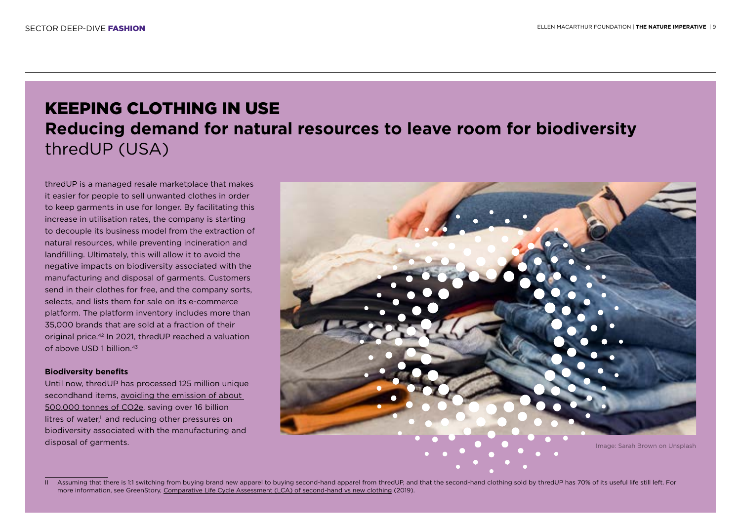# KEEPING CLOTHING IN USE

## Reducing demand for natural resources to leave room for biodiversity

thredUP (USA)

thredUP is a managed resale marketplace that makes it easier for people to sell unwanted clothes in order to keep garments in use for longer. By facilitating this increase in utilisation rates, the company is starting to decouple its business model from the extraction of natural resources, while preventing incineration and landfilling. Ultimately, this will allow it to avoid the negative impacts on biodiversity associated with the manufacturing and disposal of garments. Customers send in their clothes for free, and the company sorts, selects, and lists them for sale on its e-commerce platform. The platform inventory includes more than 35,000 brands that are sold at a fraction of their original price.[42] In 2021, thredUP reached a valuation of above USD 1 billion.[43]

**Biodiversity benefits**

Until now, thredUP has processed 125 million unique secondhand items, avoiding the emission of about 500,000 tonnes of $CO_2e$, saving over 16 billion litres of water,[II] and reducing other pressures on biodiversity associated with the manufacturing and disposal of garments.

Image: Sarah Brown on Unsplash

II Assuming that there is 1:1 switching from buying brand new apparel to buying second-hand apparel from thredUP, and that the second-hand clothing sold by thredUP has 70% of its useful life still left. For more information, see GreenStory, Comparative Life Cycle Assessment (LCA) of second-hand vs new clothing (2019).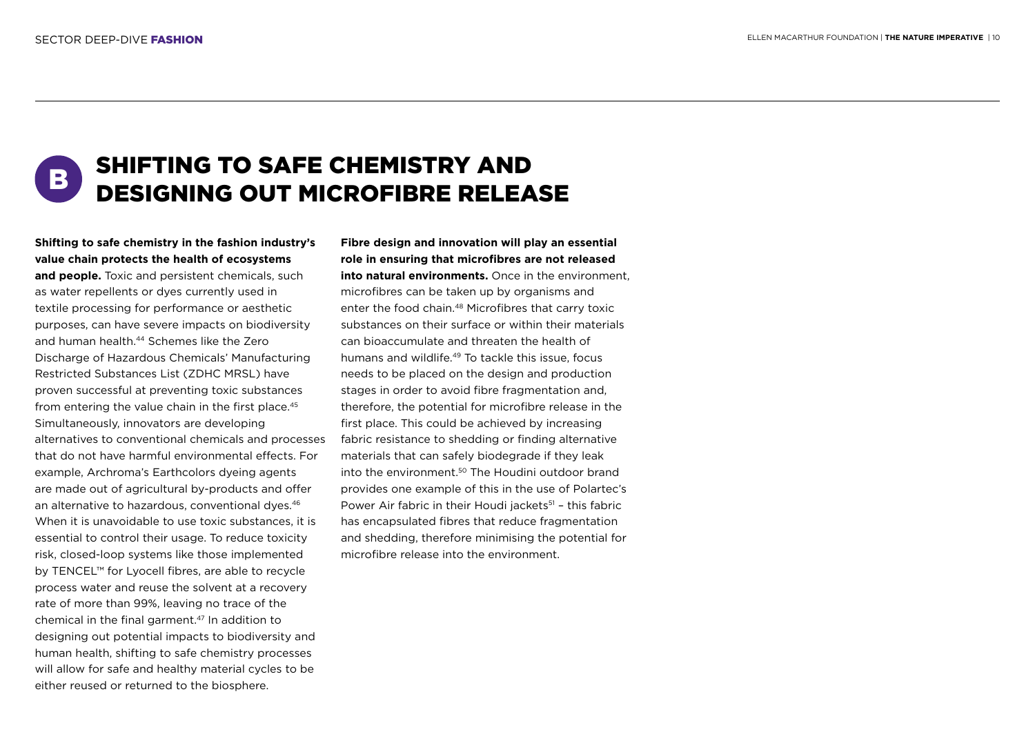# B SHIFTING TO SAFE CHEMISTRY AND DESIGNING OUT MICROFIBRE RELEASE

**Shifting to safe chemistry in the fashion industry's value chain protects the health of ecosystems and people.** Toxic and persistent chemicals, such as water repellents or dyes currently used in textile processing for performance or aesthetic purposes, can have severe impacts on biodiversity and human health.[44] Schemes like the Zero Discharge of Hazardous Chemicals' Manufacturing Restricted Substances List (ZDHC MRSL) have proven successful at preventing toxic substances from entering the value chain in the first place.[45] Simultaneously, innovators are developing alternatives to conventional chemicals and processes that do not have harmful environmental effects. For example, Archroma's Earthcolors dyeing agents are made out of agricultural by-products and offer an alternative to hazardous, conventional dyes.[46] When it is unavoidable to use toxic substances, it is essential to control their usage. To reduce toxicity risk, closed-loop systems like those implemented by TENCEL™ for Lyocell fibres, are able to recycle process water and reuse the solvent at a recovery rate of more than 99%, leaving no trace of the chemical in the final garment.[47] In addition to designing out potential impacts to biodiversity and human health, shifting to safe chemistry processes will allow for safe and healthy material cycles to be either reused or returned to the biosphere.

**Fibre design and innovation will play an essential role in ensuring that microfibres are not released into natural environments.** Once in the environment, microfibres can be taken up by organisms and enter the food chain.[48] Microfibres that carry toxic substances on their surface or within their materials can bioaccumulate and threaten the health of humans and wildlife.[49] To tackle this issue, focus needs to be placed on the design and production stages in order to avoid fibre fragmentation and, therefore, the potential for microfibre release in the first place. This could be achieved by increasing fabric resistance to shedding or finding alternative materials that can safely biodegrade if they leak into the environment.[50] The Houdini outdoor brand provides one example of this in the use of Polartec's Power Air fabric in their Houdi jackets[51] – this fabric has encapsulated fibres that reduce fragmentation and shedding, therefore minimising the potential for microfibre release into the environment.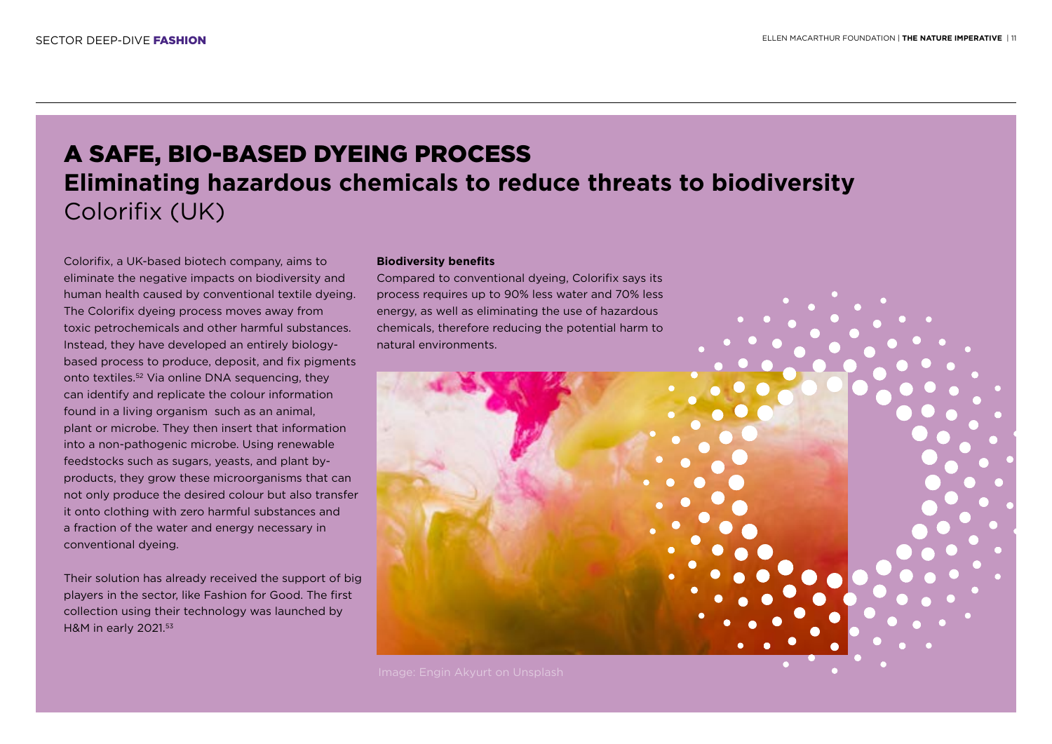# A SAFE, BIO-BASED DYEING PROCESS

## Eliminating hazardous chemicals to reduce threats to biodiversity

Colorifix (UK)

Colorifix, a UK-based biotech company, aims to eliminate the negative impacts on biodiversity and human health caused by conventional textile dyeing. The Colorifix dyeing process moves away from toxic petrochemicals and other harmful substances. Instead, they have developed an entirely biology-based process to produce, deposit, and fix pigments onto textiles.[52] Via online DNA sequencing, they can identify and replicate the colour information found in a living organism such as an animal, plant or microbe. They then insert that information into a non-pathogenic microbe. Using renewable feedstocks such as sugars, yeasts, and plant by-products, they grow these microorganisms that can not only produce the desired colour but also transfer it onto clothing with zero harmful substances and a fraction of the water and energy necessary in conventional dyeing.

Their solution has already received the support of big players in the sector, like Fashion for Good. The first collection using their technology was launched by H&M in early 2021.[53]

**Biodiversity benefits**

Compared to conventional dyeing, Colorifix says its process requires up to 90% less water and 70% less energy, as well as eliminating the use of hazardous chemicals, therefore reducing the potential harm to natural environments.

Image: Engin Akyurt on Unsplash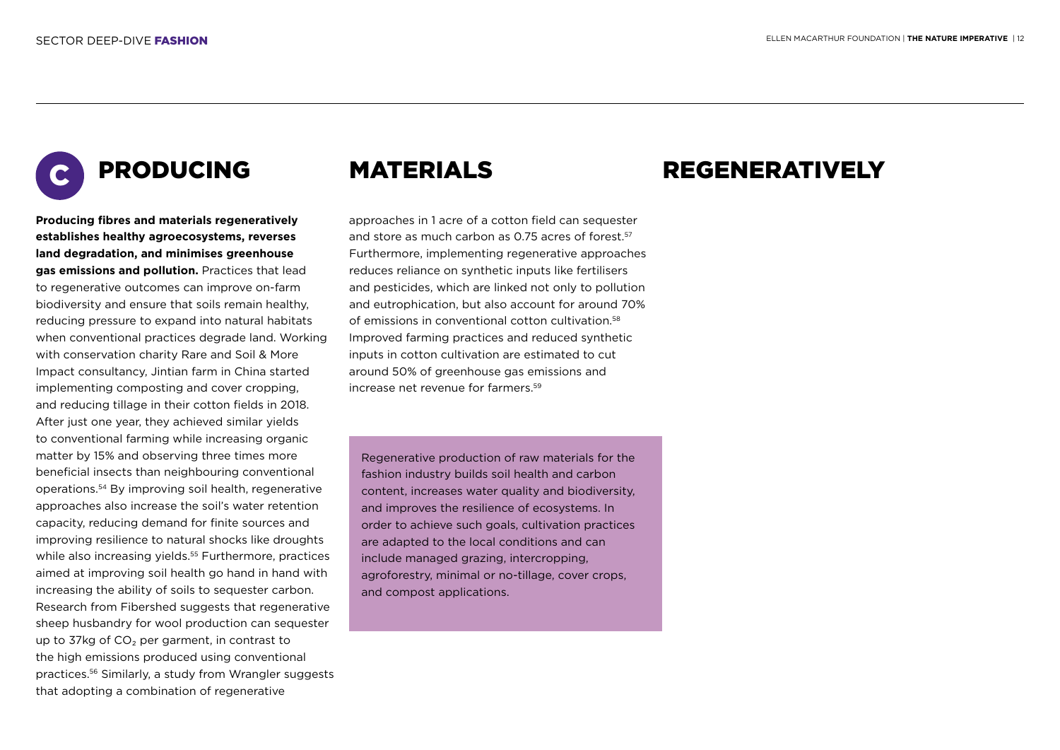# C PRODUCING MATERIALS REGENERATIVELY

**Producing fibres and materials regeneratively establishes healthy agroecosystems, reverses land degradation, and minimises greenhouse gas emissions and pollution.** Practices that lead to regenerative outcomes can improve on-farm biodiversity and ensure that soils remain healthy, reducing pressure to expand into natural habitats when conventional practices degrade land. Working with conservation charity Rare and Soil & More Impact consultancy, Jintian farm in China started implementing composting and cover cropping, and reducing tillage in their cotton fields in 2018. After just one year, they achieved similar yields to conventional farming while increasing organic matter by 15% and observing three times more beneficial insects than neighbouring conventional operations.[54] By improving soil health, regenerative approaches also increase the soil's water retention capacity, reducing demand for finite sources and improving resilience to natural shocks like droughts while also increasing yields.[55] Furthermore, practices aimed at improving soil health go hand in hand with increasing the ability of soils to sequester carbon. Research from Fibershed suggests that regenerative sheep husbandry for wool production can sequester up to 37kg of $CO_2$ per garment, in contrast to the high emissions produced using conventional practices.[56] Similarly, a study from Wrangler suggests that adopting a combination of regenerative approaches in 1 acre of a cotton field can sequester and store as much carbon as 0.75 acres of forest.[57] Furthermore, implementing regenerative approaches reduces reliance on synthetic inputs like fertilisers and pesticides, which are linked not only to pollution and eutrophication, but also account for around 70% of emissions in conventional cotton cultivation.[58] Improved farming practices and reduced synthetic inputs in cotton cultivation are estimated to cut around 50% of greenhouse gas emissions and increase net revenue for farmers.[59]

> Regenerative production of raw materials for the fashion industry builds soil health and carbon content, increases water quality and biodiversity, and improves the resilience of ecosystems. In order to achieve such goals, cultivation practices are adapted to the local conditions and can include managed grazing, intercropping, agroforestry, minimal or no-tillage, cover crops, and compost applications.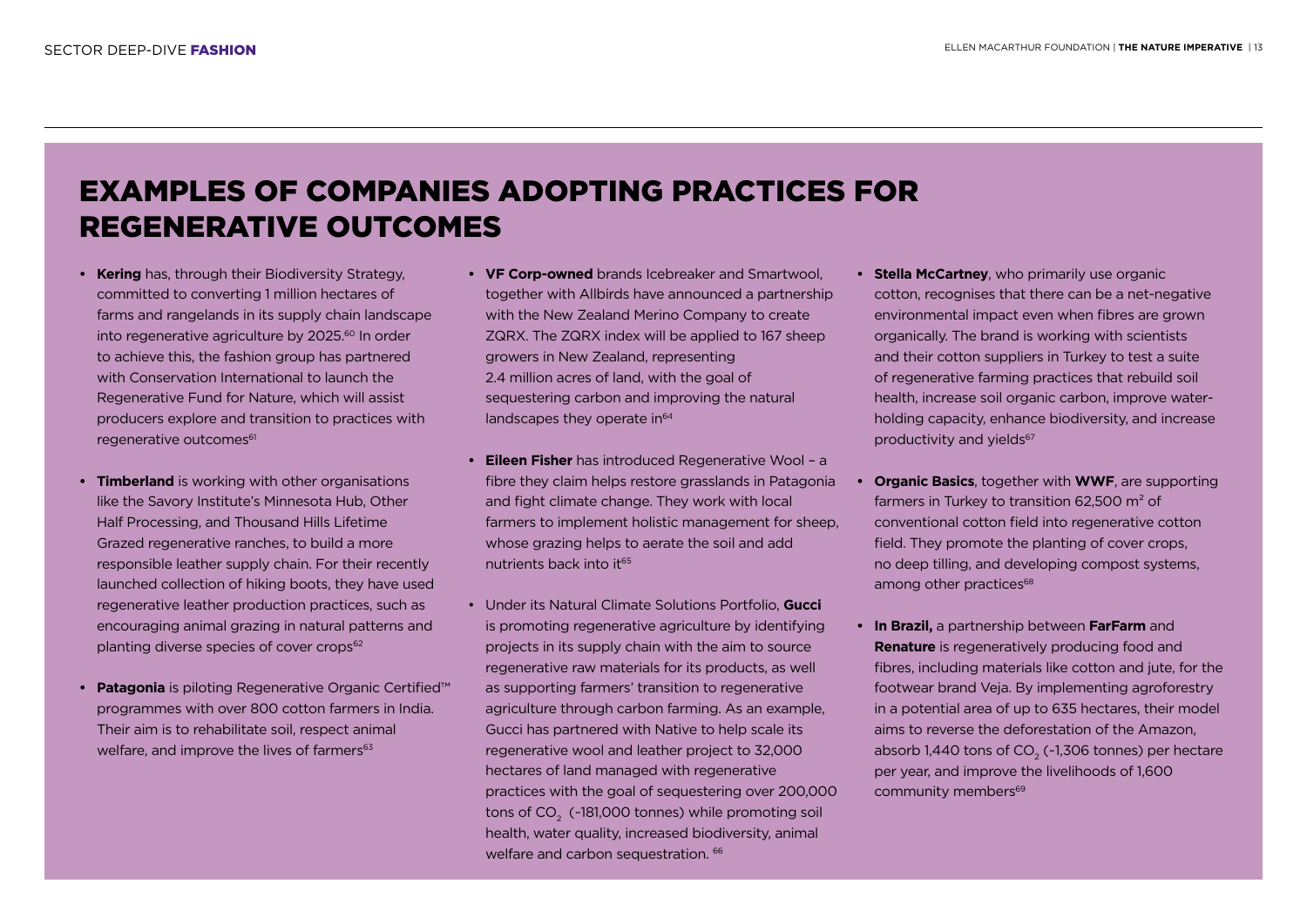# EXAMPLES OF COMPANIES ADOPTING PRACTICES FOR REGENERATIVE OUTCOMES

- **Kering** has, through their Biodiversity Strategy, committed to converting 1 million hectares of farms and rangelands in its supply chain landscape into regenerative agriculture by 2025.[60] In order to achieve this, the fashion group has partnered with Conservation International to launch the Regenerative Fund for Nature, which will assist producers explore and transition to practices with regenerative outcomes[61]

- **Timberland** is working with other organisations like the Savory Institute's Minnesota Hub, Other Half Processing, and Thousand Hills Lifetime Grazed regenerative ranches, to build a more responsible leather supply chain. For their recently launched collection of hiking boots, they have used regenerative leather production practices, such as encouraging animal grazing in natural patterns and planting diverse species of cover crops[62]

- **Patagonia** is piloting Regenerative Organic Certified™ programmes with over 800 cotton farmers in India. Their aim is to rehabilitate soil, respect animal welfare, and improve the lives of farmers[63]

- **VF Corp-owned** brands Icebreaker and Smartwool, together with Allbirds have announced a partnership with the New Zealand Merino Company to create ZQRX. The ZQRX index will be applied to 167 sheep growers in New Zealand, representing 2.4 million acres of land, with the goal of sequestering carbon and improving the natural landscapes they operate in[64]

- **Eileen Fisher** has introduced Regenerative Wool – a fibre they claim helps restore grasslands in Patagonia and fight climate change. They work with local farmers to implement holistic management for sheep, whose grazing helps to aerate the soil and add nutrients back into it[65]

- Under its Natural Climate Solutions Portfolio, **Gucci** is promoting regenerative agriculture by identifying projects in its supply chain with the aim to source regenerative raw materials for its products, as well as supporting farmers' transition to regenerative agriculture through carbon farming. As an example, Gucci has partnered with Native to help scale its regenerative wool and leather project to 32,000 hectares of land managed with regenerative practices with the goal of sequestering over 200,000 tons of $CO_2$ (~181,000 tonnes) while promoting soil health, water quality, increased biodiversity, animal welfare and carbon sequestration. [66]

- **Stella McCartney**, who primarily use organic cotton, recognises that there can be a net-negative environmental impact even when fibres are grown organically. The brand is working with scientists and their cotton suppliers in Turkey to test a suite of regenerative farming practices that rebuild soil health, increase soil organic carbon, improve water-holding capacity, enhance biodiversity, and increase productivity and yields[67]

- **Organic Basics**, together with **WWF**, are supporting farmers in Turkey to transition 62,500 $m^2$ of conventional cotton field into regenerative cotton field. They promote the planting of cover crops, no deep tilling, and developing compost systems, among other practices[68]

- **In Brazil,** a partnership between **FarFarm** and **Renature** is regeneratively producing food and fibres, including materials like cotton and jute, for the footwear brand Veja. By implementing agroforestry in a potential area of up to 635 hectares, their model aims to reverse the deforestation of the Amazon, absorb 1,440 tons of $CO_2$ (~1,306 tonnes) per hectare per year, and improve the livelihoods of 1,600 community members[69]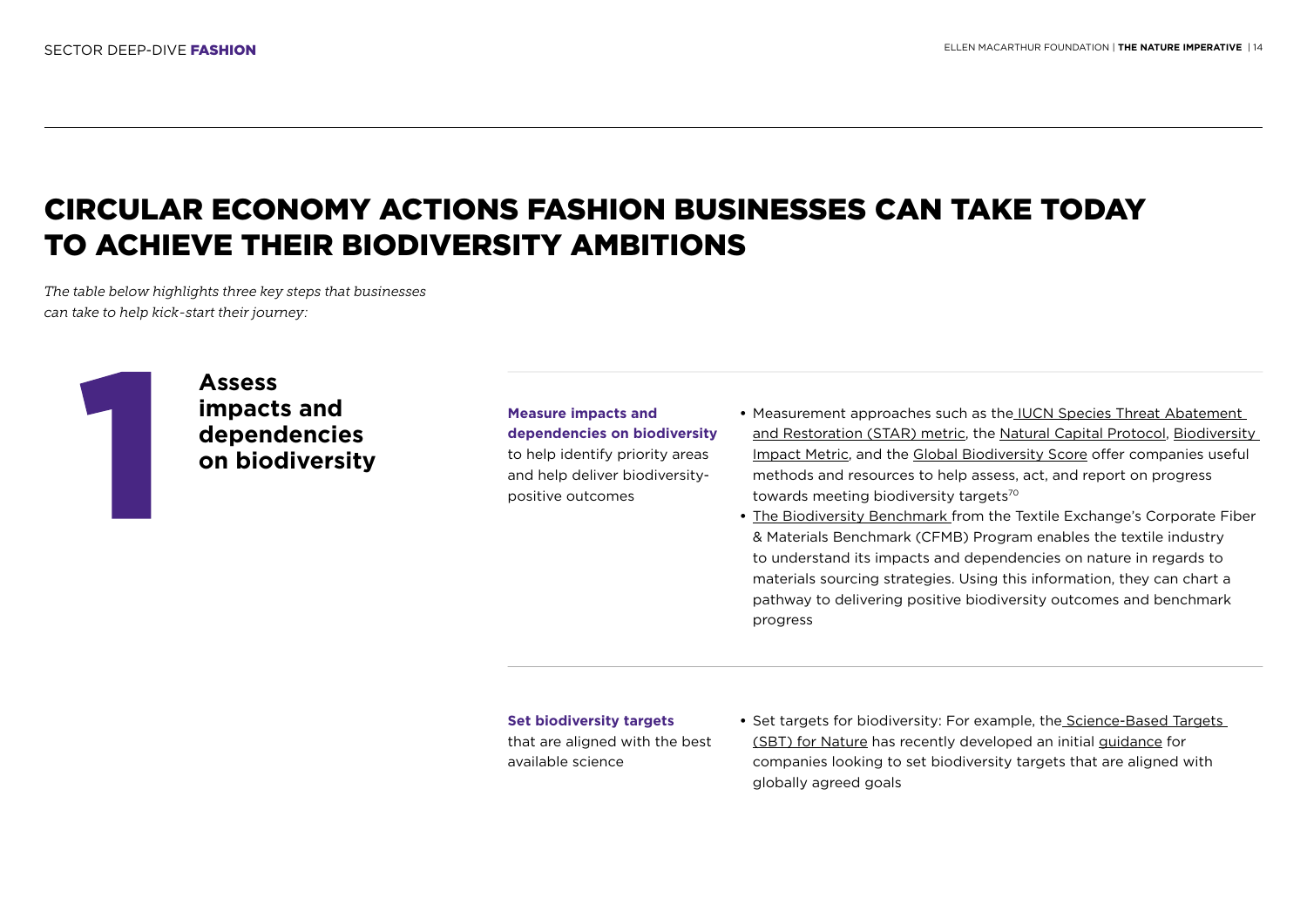# CIRCULAR ECONOMY ACTIONS FASHION BUSINESSES CAN TAKE TODAY TO ACHIEVE THEIR BIODIVERSITY AMBITIONS

*The table below highlights three key steps that businesses can take to help kick-start their journey:*

## 1 Assess impacts and dependencies on biodiversity

**Measure impacts and dependencies on biodiversity** to help identify priority areas and help deliver biodiversity-positive outcomes

- Measurement approaches such as the IUCN Species Threat Abatement and Restoration (STAR) metric, the Natural Capital Protocol, Biodiversity Impact Metric, and the Global Biodiversity Score offer companies useful methods and resources to help assess, act, and report on progress towards meeting biodiversity targets[70]
- The Biodiversity Benchmark from the Textile Exchange's Corporate Fiber & Materials Benchmark (CFMB) Program enables the textile industry to understand its impacts and dependencies on nature in regards to materials sourcing strategies. Using this information, they can chart a pathway to delivering positive biodiversity outcomes and benchmark progress

**Set biodiversity targets** that are aligned with the best available science

- Set targets for biodiversity: For example, the Science-Based Targets (SBT) for Nature has recently developed an initial guidance for companies looking to set biodiversity targets that are aligned with globally agreed goals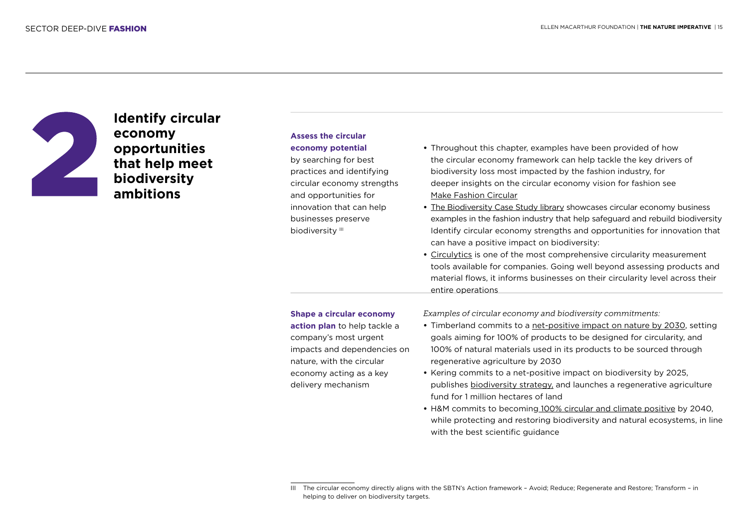# 2 Identify circular economy opportunities that help meet biodiversity ambitions

**Assess the circular economy potential** by searching for best practices and identifying circular economy strengths and opportunities for innovation that can help businesses preserve biodiversity [III]

- Throughout this chapter, examples have been provided of how the circular economy framework can help tackle the key drivers of biodiversity loss most impacted by the fashion industry, for deeper insights on the circular economy vision for fashion see Make Fashion Circular
- The Biodiversity Case Study library showcases circular economy business examples in the fashion industry that help safeguard and rebuild biodiversity Identify circular economy strengths and opportunities for innovation that can have a positive impact on biodiversity:
- Circulytics is one of the most comprehensive circularity measurement tools available for companies. Going well beyond assessing products and material flows, it informs businesses on their circularity level across their entire operations

**Shape a circular economy action plan** to help tackle a company's most urgent impacts and dependencies on nature, with the circular economy acting as a key delivery mechanism

*Examples of circular economy and biodiversity commitments:*

- Timberland commits to a net-positive impact on nature by 2030, setting goals aiming for 100% of products to be designed for circularity, and 100% of natural materials used in its products to be sourced through regenerative agriculture by 2030
- Kering commits to a net-positive impact on biodiversity by 2025, publishes biodiversity strategy, and launches a regenerative agriculture fund for 1 million hectares of land
- H&M commits to becoming 100% circular and climate positive by 2040, while protecting and restoring biodiversity and natural ecosystems, in line with the best scientific guidance

---

III The circular economy directly aligns with the SBTN's Action framework – Avoid; Reduce; Regenerate and Restore; Transform – in helping to deliver on biodiversity targets.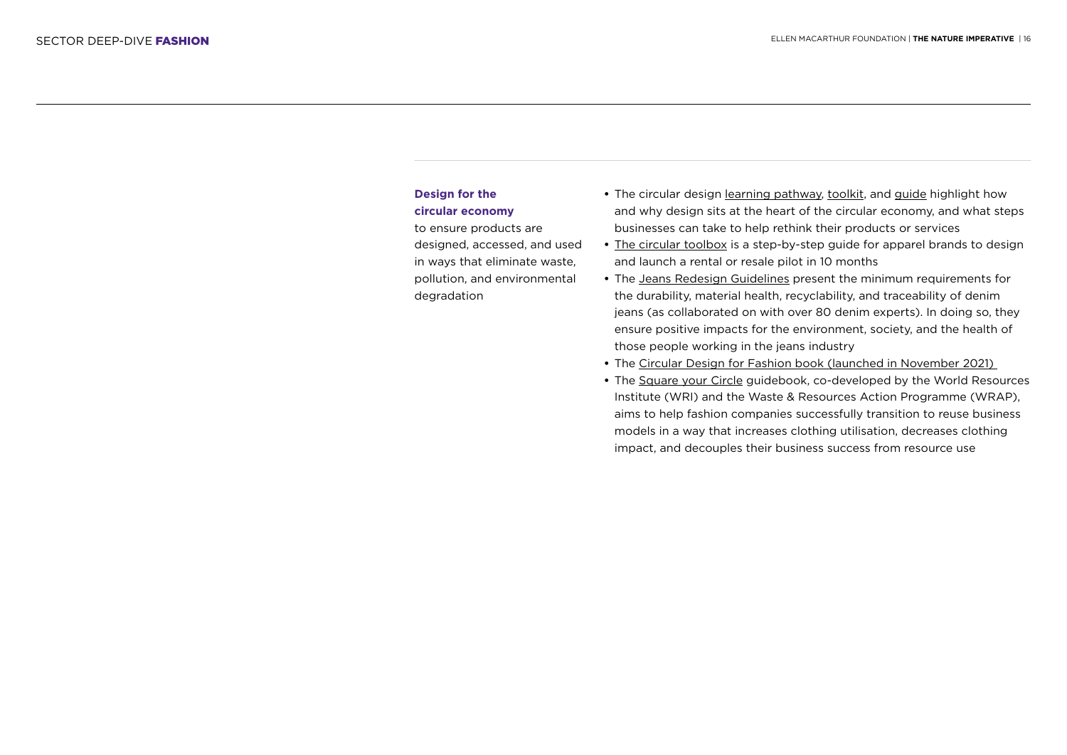**Design for the circular economy**
to ensure products are designed, accessed, and used in ways that eliminate waste, pollution, and environmental degradation

- The circular design learning pathway, toolkit, and guide highlight how and why design sits at the heart of the circular economy, and what steps businesses can take to help rethink their products or services
- The circular toolbox is a step-by-step guide for apparel brands to design and launch a rental or resale pilot in 10 months
- The Jeans Redesign Guidelines present the minimum requirements for the durability, material health, recyclability, and traceability of denim jeans (as collaborated on with over 80 denim experts). In doing so, they ensure positive impacts for the environment, society, and the health of those people working in the jeans industry
- The Circular Design for Fashion book (launched in November 2021)
- The Square your Circle guidebook, co-developed by the World Resources Institute (WRI) and the Waste & Resources Action Programme (WRAP), aims to help fashion companies successfully transition to reuse business models in a way that increases clothing utilisation, decreases clothing impact, and decouples their business success from resource use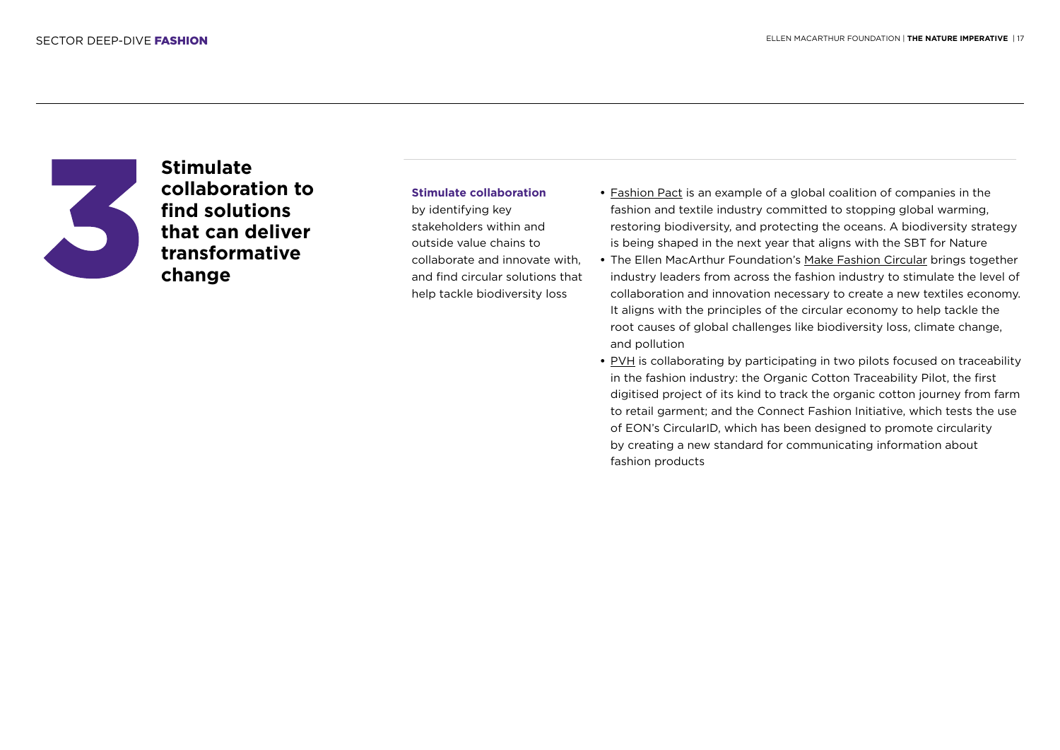## 3 Stimulate collaboration to find solutions that can deliver transformative change

**Stimulate collaboration** by identifying key stakeholders within and outside value chains to collaborate and innovate with, and find circular solutions that help tackle biodiversity loss

- Fashion Pact is an example of a global coalition of companies in the fashion and textile industry committed to stopping global warming, restoring biodiversity, and protecting the oceans. A biodiversity strategy is being shaped in the next year that aligns with the SBT for Nature
- The Ellen MacArthur Foundation's Make Fashion Circular brings together industry leaders from across the fashion industry to stimulate the level of collaboration and innovation necessary to create a new textiles economy. It aligns with the principles of the circular economy to help tackle the root causes of global challenges like biodiversity loss, climate change, and pollution
- PVH is collaborating by participating in two pilots focused on traceability in the fashion industry: the Organic Cotton Traceability Pilot, the first digitised project of its kind to track the organic cotton journey from farm to retail garment; and the Connect Fashion Initiative, which tests the use of EON's CircularID, which has been designed to promote circularity by creating a new standard for communicating information about fashion products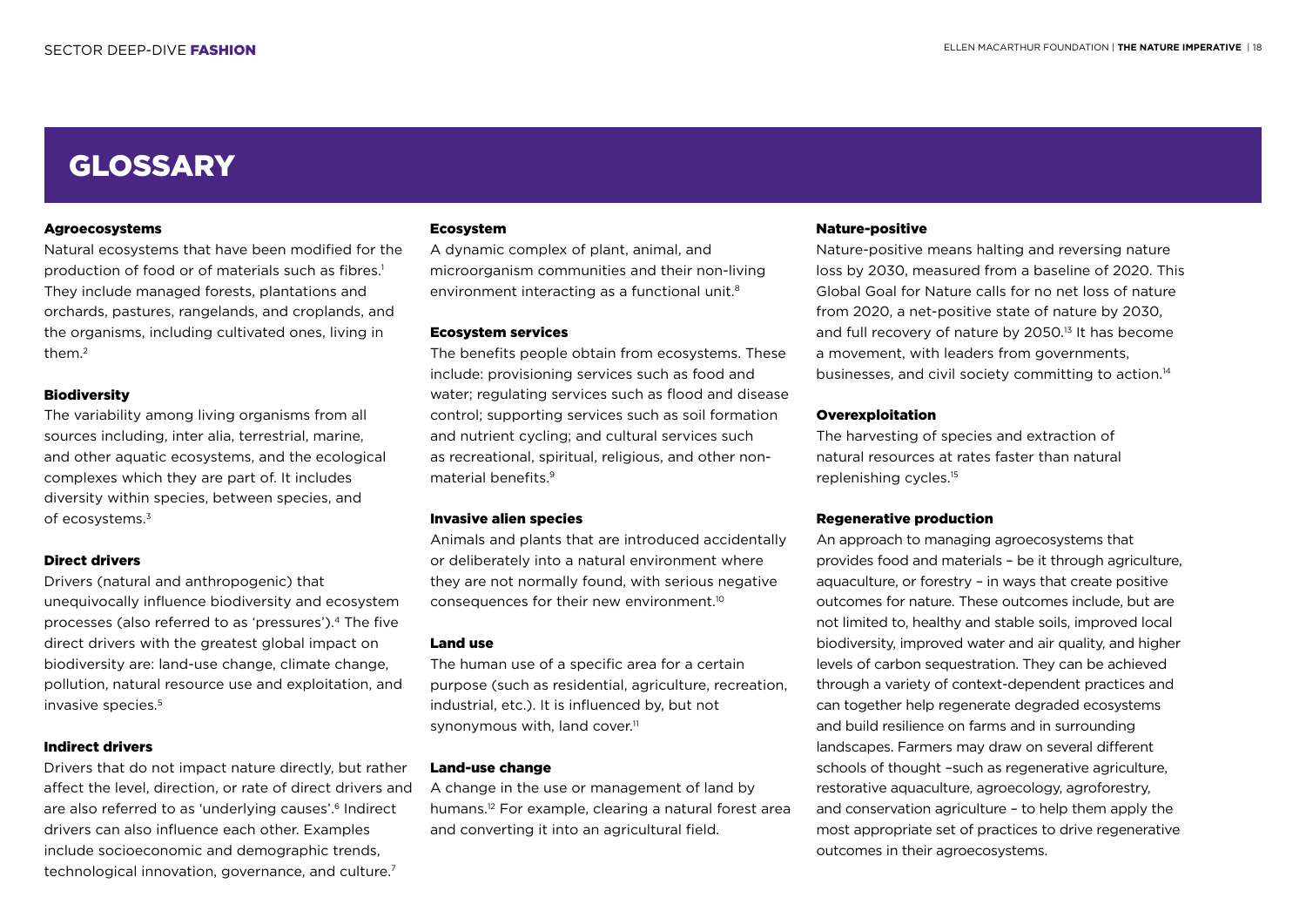# GLOSSARY

### Agroecosystems

Natural ecosystems that have been modified for the production of food or of materials such as fibres.[1] They include managed forests, plantations and orchards, pastures, rangelands, and croplands, and the organisms, including cultivated ones, living in them.[2]

### Biodiversity

The variability among living organisms from all sources including, inter alia, terrestrial, marine, and other aquatic ecosystems, and the ecological complexes which they are part of. It includes diversity within species, between species, and of ecosystems.[3]

### Direct drivers

Drivers (natural and anthropogenic) that unequivocally influence biodiversity and ecosystem processes (also referred to as 'pressures').[4] The five direct drivers with the greatest global impact on biodiversity are: land-use change, climate change, pollution, natural resource use and exploitation, and invasive species.[5]

### Indirect drivers

Drivers that do not impact nature directly, but rather affect the level, direction, or rate of direct drivers and are also referred to as 'underlying causes'.[6] Indirect drivers can also influence each other. Examples include socioeconomic and demographic trends, technological innovation, governance, and culture.[7]

### Ecosystem

A dynamic complex of plant, animal, and microorganism communities and their non-living environment interacting as a functional unit.[8]

### Ecosystem services

The benefits people obtain from ecosystems. These include: provisioning services such as food and water; regulating services such as flood and disease control; supporting services such as soil formation and nutrient cycling; and cultural services such as recreational, spiritual, religious, and other non-material benefits.[9]

### Invasive alien species

Animals and plants that are introduced accidentally or deliberately into a natural environment where they are not normally found, with serious negative consequences for their new environment.[10]

### Land use

The human use of a specific area for a certain purpose (such as residential, agriculture, recreation, industrial, etc.). It is influenced by, but not synonymous with, land cover.[11]

### Land-use change

A change in the use or management of land by humans.[12] For example, clearing a natural forest area and converting it into an agricultural field.

### Nature-positive

Nature-positive means halting and reversing nature loss by 2030, measured from a baseline of 2020. This Global Goal for Nature calls for no net loss of nature from 2020, a net-positive state of nature by 2030, and full recovery of nature by 2050.[13] It has become a movement, with leaders from governments, businesses, and civil society committing to action.[14]

### Overexploitation

The harvesting of species and extraction of natural resources at rates faster than natural replenishing cycles.[15]

### Regenerative production

An approach to managing agroecosystems that provides food and materials – be it through agriculture, aquaculture, or forestry – in ways that create positive outcomes for nature. These outcomes include, but are not limited to, healthy and stable soils, improved local biodiversity, improved water and air quality, and higher levels of carbon sequestration. They can be achieved through a variety of context-dependent practices and can together help regenerate degraded ecosystems and build resilience on farms and in surrounding landscapes. Farmers may draw on several different schools of thought –such as regenerative agriculture, restorative aquaculture, agroecology, agroforestry, and conservation agriculture – to help them apply the most appropriate set of practices to drive regenerative outcomes in their agroecosystems.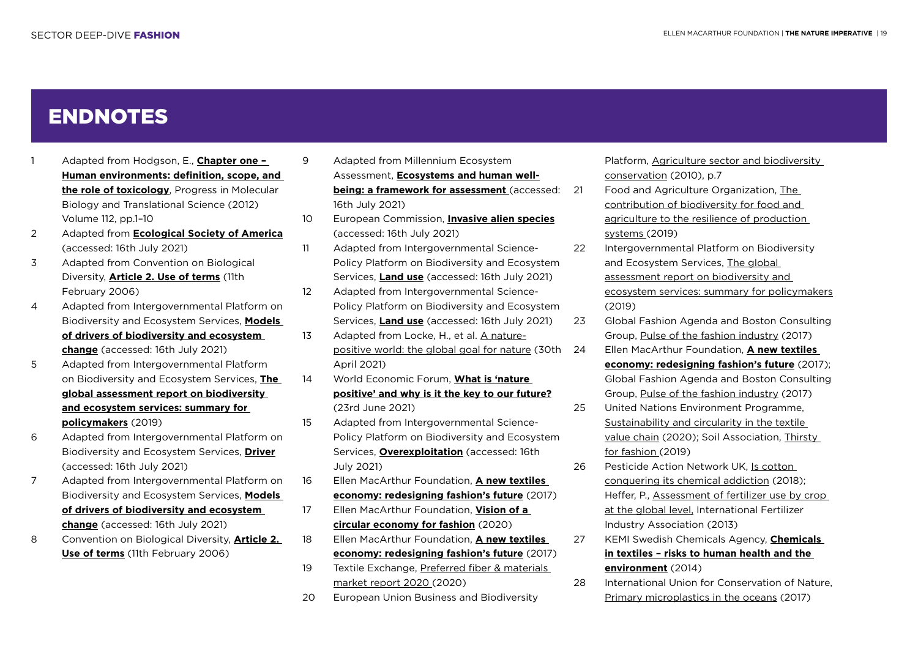# ENDNOTES

1. Adapted from Hodgson, E., **Chapter one – Human environments: definition, scope, and the role of toxicology**, Progress in Molecular Biology and Translational Science (2012) Volume 112, pp.1–10
2. Adapted from **Ecological Society of America** (accessed: 16th July 2021)
3. Adapted from Convention on Biological Diversity, **Article 2. Use of terms** (11th February 2006)
4. Adapted from Intergovernmental Platform on Biodiversity and Ecosystem Services, **Models of drivers of biodiversity and ecosystem change** (accessed: 16th July 2021)
5. Adapted from Intergovernmental Platform on Biodiversity and Ecosystem Services, **The global assessment report on biodiversity and ecosystem services: summary for policymakers** (2019)
6. Adapted from Intergovernmental Platform on Biodiversity and Ecosystem Services, **Driver** (accessed: 16th July 2021)
7. Adapted from Intergovernmental Platform on Biodiversity and Ecosystem Services, **Models of drivers of biodiversity and ecosystem change** (accessed: 16th July 2021)
8. Convention on Biological Diversity, **Article 2. Use of terms** (11th February 2006)
9. Adapted from Millennium Ecosystem Assessment, **Ecosystems and human well-being: a framework for assessment** (accessed: 16th July 2021)
10. European Commission, **Invasive alien species** (accessed: 16th July 2021)
11. Adapted from Intergovernmental Science-Policy Platform on Biodiversity and Ecosystem Services, **Land use** (accessed: 16th July 2021)
12. Adapted from Intergovernmental Science-Policy Platform on Biodiversity and Ecosystem Services, **Land use** (accessed: 16th July 2021)
13. Adapted from Locke, H., et al. A nature-positive world: the global goal for nature (30th April 2021)
14. World Economic Forum, **What is 'nature positive' and why is it the key to our future?** (23rd June 2021)
15. Adapted from Intergovernmental Science-Policy Platform on Biodiversity and Ecosystem Services, **Overexploitation** (accessed: 16th July 2021)
16. Ellen MacArthur Foundation, **A new textiles economy: redesigning fashion's future** (2017)
17. Ellen MacArthur Foundation, **Vision of a circular economy for fashion** (2020)
18. Ellen MacArthur Foundation, **A new textiles economy: redesigning fashion's future** (2017)
19. Textile Exchange, Preferred fiber & materials market report 2020 (2020)
20. European Union Business and Biodiversity Platform, Agriculture sector and biodiversity conservation (2010), p.7
21. Food and Agriculture Organization, The contribution of biodiversity for food and agriculture to the resilience of production systems (2019)
22. Intergovernmental Platform on Biodiversity and Ecosystem Services, The global assessment report on biodiversity and ecosystem services: summary for policymakers (2019)
23. Global Fashion Agenda and Boston Consulting Group, Pulse of the fashion industry (2017)
24. Ellen MacArthur Foundation, **A new textiles economy: redesigning fashion's future** (2017); Global Fashion Agenda and Boston Consulting Group, Pulse of the fashion industry (2017)
25. United Nations Environment Programme, Sustainability and circularity in the textile value chain (2020); Soil Association, Thirsty for fashion (2019)
26. Pesticide Action Network UK, Is cotton conquering its chemical addiction (2018); Heffer, P., Assessment of fertilizer use by crop at the global level, International Fertilizer Industry Association (2013)
27. KEMI Swedish Chemicals Agency, **Chemicals in textiles – risks to human health and the environment** (2014)
28. International Union for Conservation of Nature, Primary microplastics in the oceans (2017)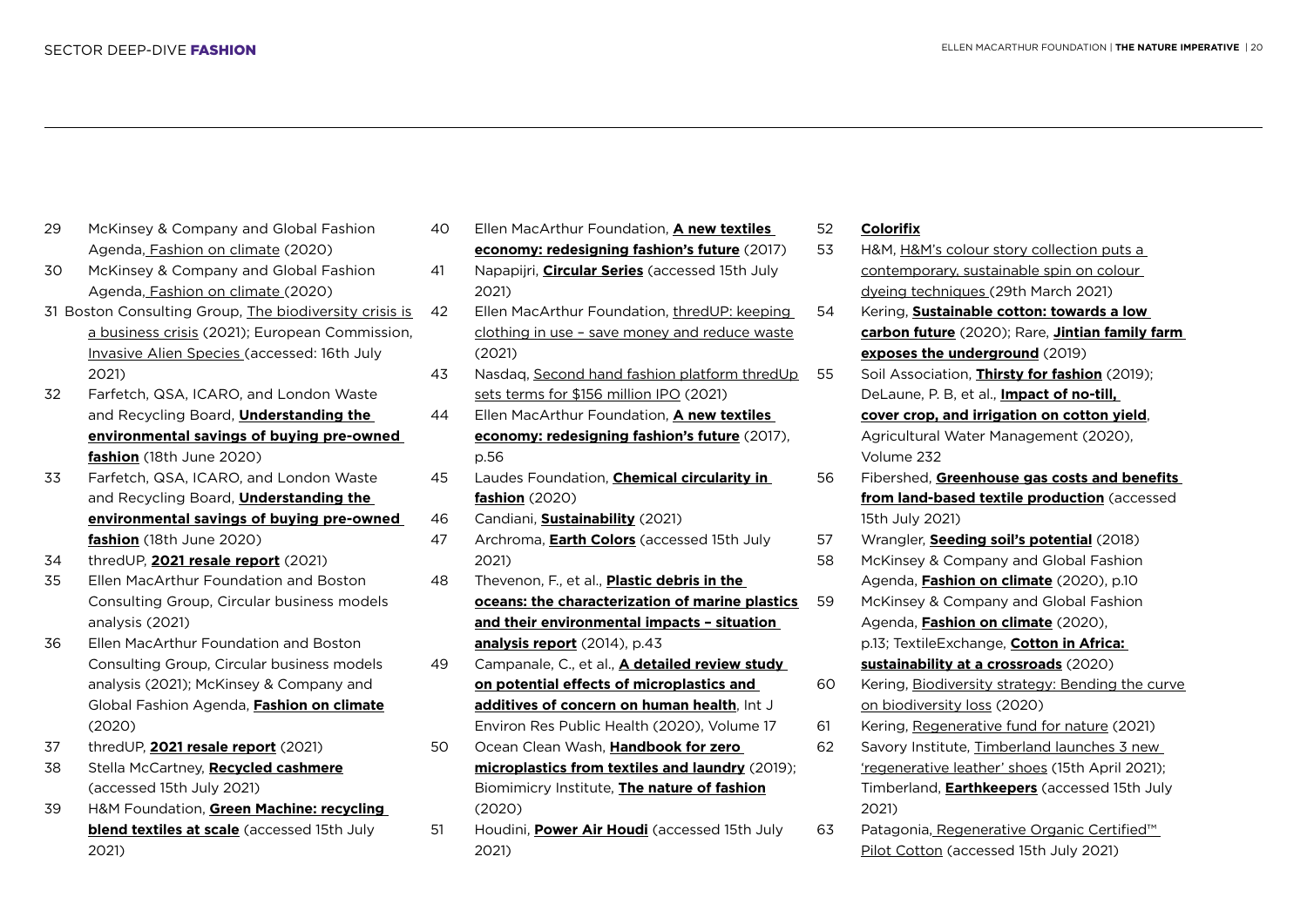29 McKinsey & Company and Global Fashion Agenda, Fashion on climate (2020)

30 McKinsey & Company and Global Fashion Agenda, Fashion on climate (2020)

31 Boston Consulting Group, The biodiversity crisis is a business crisis (2021); European Commission, Invasive Alien Species (accessed: 16th July 2021)

32 Farfetch, QSA, ICARO, and London Waste and Recycling Board, **Understanding the environmental savings of buying pre-owned fashion** (18th June 2020)

33 Farfetch, QSA, ICARO, and London Waste and Recycling Board, **Understanding the environmental savings of buying pre-owned fashion** (18th June 2020)

34 thredUP, **2021 resale report** (2021)

35 Ellen MacArthur Foundation and Boston Consulting Group, Circular business models analysis (2021)

36 Ellen MacArthur Foundation and Boston Consulting Group, Circular business models analysis (2021); McKinsey & Company and Global Fashion Agenda, **Fashion on climate** (2020)

37 thredUP, **2021 resale report** (2021)

38 Stella McCartney, **Recycled cashmere** (accessed 15th July 2021)

39 H&M Foundation, **Green Machine: recycling blend textiles at scale** (accessed 15th July 2021)

40 Ellen MacArthur Foundation, **A new textiles economy: redesigning fashion's future** (2017)

41 Napapijri, **Circular Series** (accessed 15th July 2021)

42 Ellen MacArthur Foundation, thredUP: keeping clothing in use – save money and reduce waste (2021)

43 Nasdaq, Second hand fashion platform thredUp sets terms for $156 million IPO (2021)

44 Ellen MacArthur Foundation, **A new textiles economy: redesigning fashion's future** (2017), p.56

45 Laudes Foundation, **Chemical circularity in fashion** (2020)

46 Candiani, **Sustainability** (2021)

47 Archroma, **Earth Colors** (accessed 15th July 2021)

48 Thevenon, F., et al., **Plastic debris in the oceans: the characterization of marine plastics and their environmental impacts – situation analysis report** (2014), p.43

49 Campanale, C., et al., **A detailed review study on potential effects of microplastics and additives of concern on human health**, Int J Environ Res Public Health (2020), Volume 17

50 Ocean Clean Wash, **Handbook for zero microplastics from textiles and laundry** (2019); Biomimicry Institute, **The nature of fashion** (2020)

51 Houdini, **Power Air Houdi** (accessed 15th July 2021)

52 **Colorifix**

53 H&M, H&M's colour story collection puts a contemporary, sustainable spin on colour dyeing techniques (29th March 2021)

54 Kering, **Sustainable cotton: towards a low carbon future** (2020); Rare, **Jintian family farm exposes the underground** (2019)

55 Soil Association, **Thirsty for fashion** (2019); DeLaune, P. B, et al., **Impact of no-till, cover crop, and irrigation on cotton yield**, Agricultural Water Management (2020), Volume 232

56 Fibershed, **Greenhouse gas costs and benefits from land-based textile production** (accessed 15th July 2021)

57 Wrangler, **Seeding soil's potential** (2018)

58 McKinsey & Company and Global Fashion Agenda, **Fashion on climate** (2020), p.10

59 McKinsey & Company and Global Fashion Agenda, **Fashion on climate** (2020), p.13; TextileExchange, **Cotton in Africa: sustainability at a crossroads** (2020)

60 Kering, Biodiversity strategy: Bending the curve on biodiversity loss (2020)

61 Kering, Regenerative fund for nature (2021)

62 Savory Institute, Timberland launches 3 new 'regenerative leather' shoes (15th April 2021); Timberland, **Earthkeepers** (accessed 15th July 2021)

63 Patagonia, Regenerative Organic Certified™ Pilot Cotton (accessed 15th July 2021)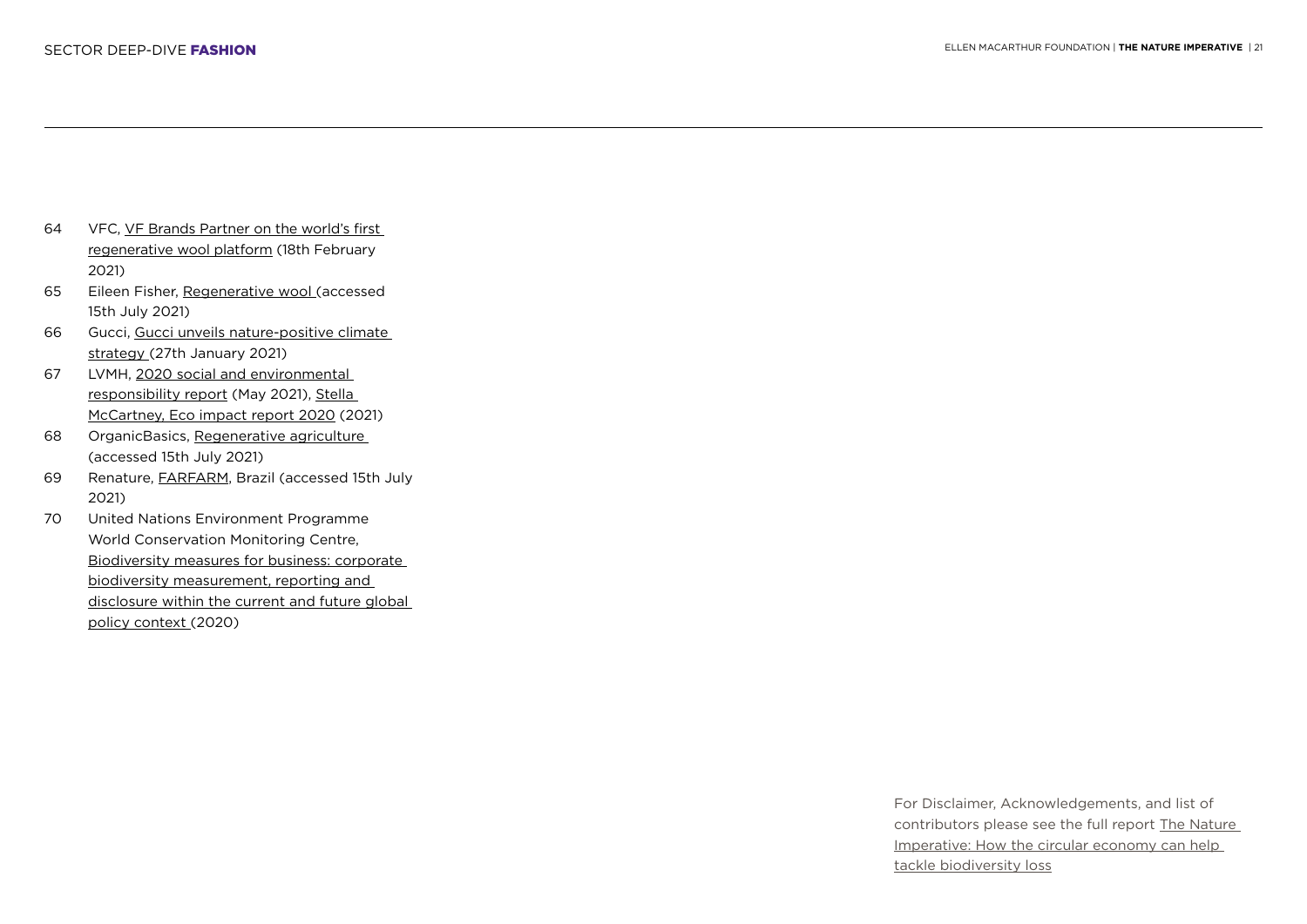64 VFC, VF Brands Partner on the world's first regenerative wool platform (18th February 2021)

65 Eileen Fisher, Regenerative wool (accessed 15th July 2021)

66 Gucci, Gucci unveils nature-positive climate strategy (27th January 2021)

67 LVMH, 2020 social and environmental responsibility report (May 2021), Stella McCartney, Eco impact report 2020 (2021)

68 OrganicBasics, Regenerative agriculture (accessed 15th July 2021)

69 Renature, FARFARM, Brazil (accessed 15th July 2021)

70 United Nations Environment Programme World Conservation Monitoring Centre, Biodiversity measures for business: corporate biodiversity measurement, reporting and disclosure within the current and future global policy context (2020)

For Disclaimer, Acknowledgements, and list of contributors please see the full report The Nature Imperative: How the circular economy can help tackle biodiversity loss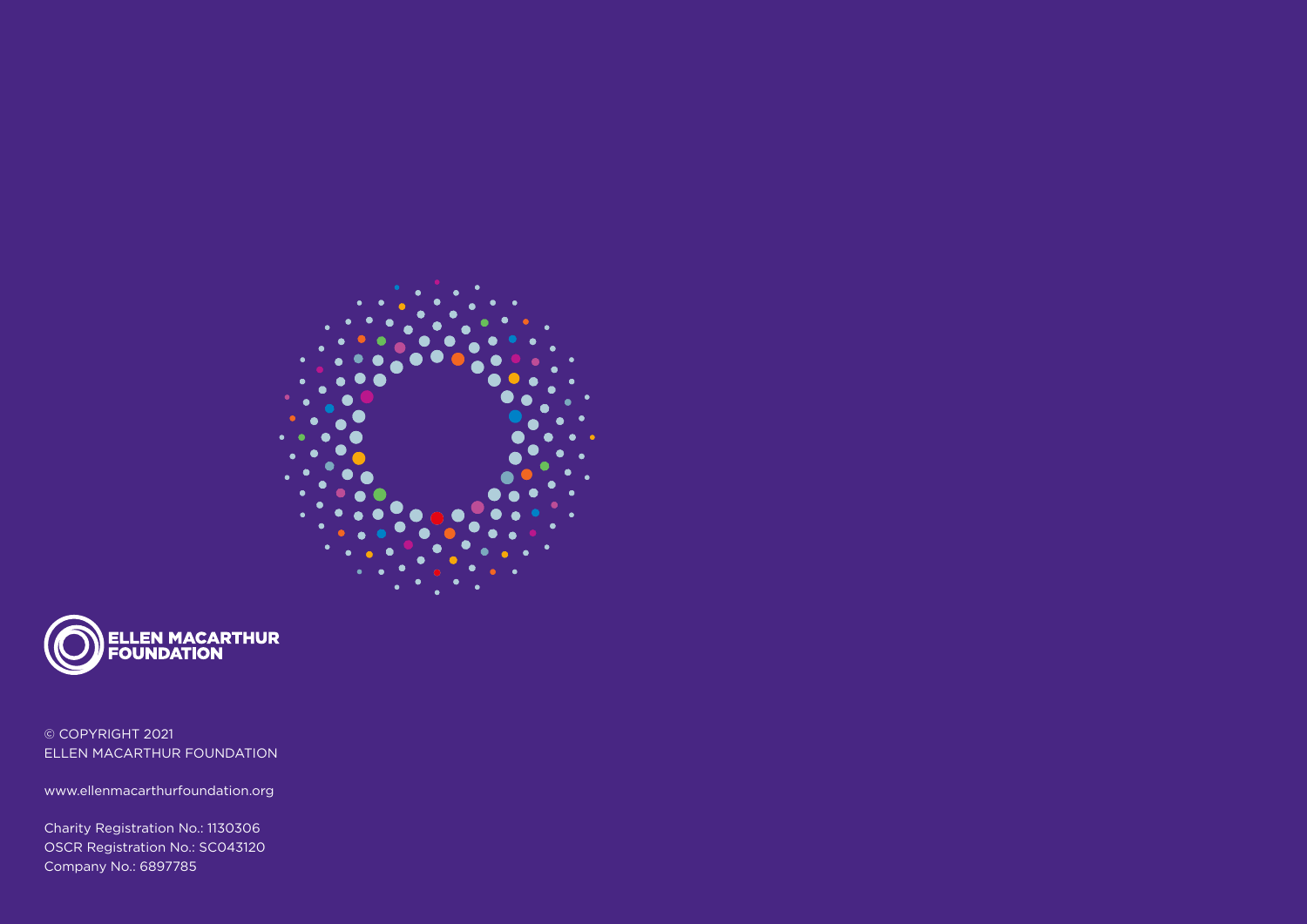ELLEN MACARTHUR FOUNDATION

© COPYRIGHT 2021
ELLEN MACARTHUR FOUNDATION

www.ellenmacarthurfoundation.org

Charity Registration No.: 1130306
OSCR Registration No.: SC043120
Company No.: 6897785